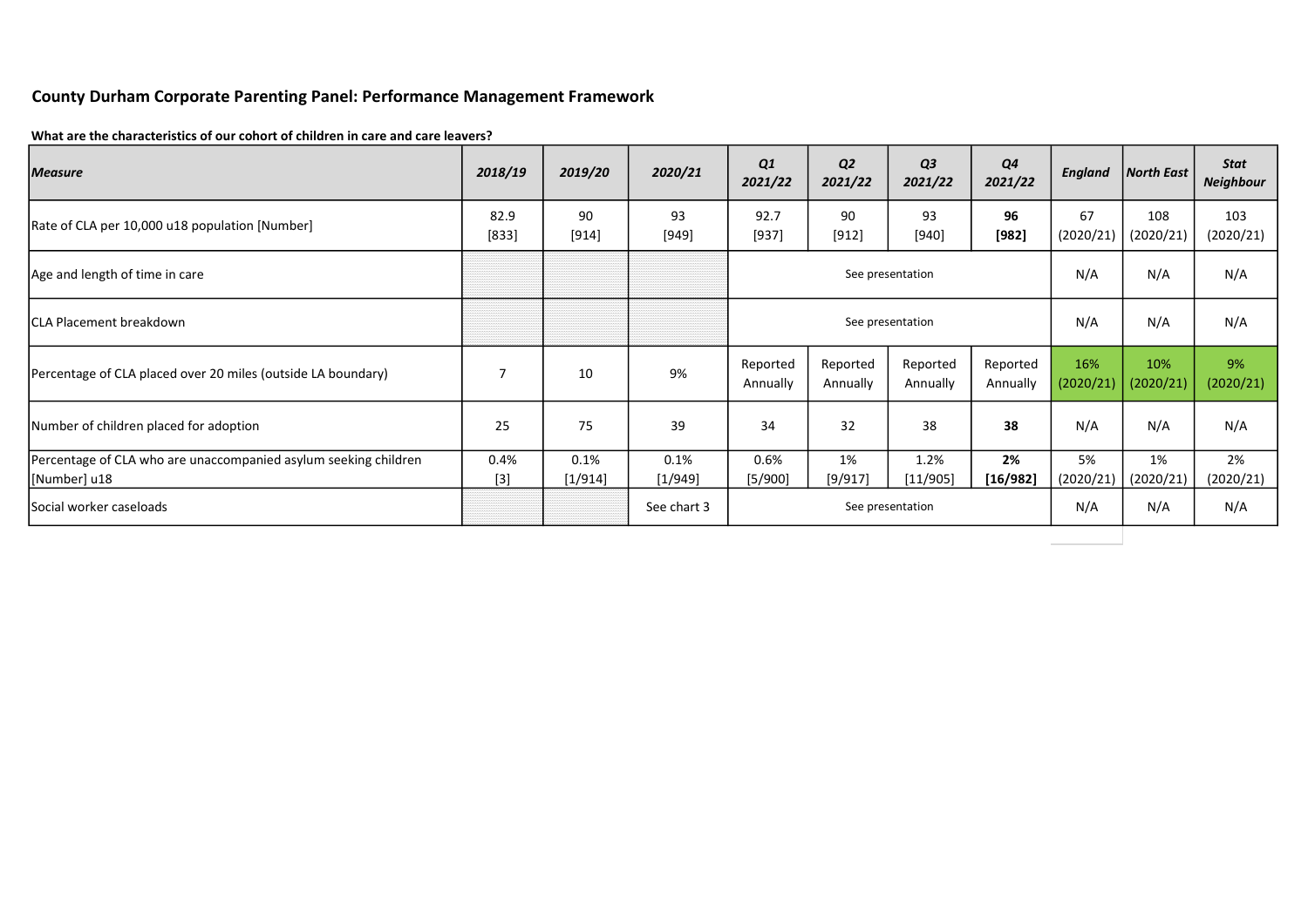# County Durham Corporate Parenting Panel: Performance Management Framework

**What are the characteristics of our cohort of children in care and care leavers?**

| *Measure* | *2018/19* | *2019/20* | *2020/21* | *Q1 2021/22* | *Q2 2021/22* | *Q3 2021/22* | *Q4 2021/22* | *England* | *North East* | *Stat Neighbour* |
|---|---|---|---|---|---|---|---|---|---|---|
| Rate of CLA per 10,000 u18 population [Number] | 82.9 [833] | 90 [914] | 93 [949] | 92.7 [937] | 90 [912] | 93 [940] | **96 [982]** | 67 (2020/21) | 108 (2020/21) | 103 (2020/21) |
| Age and length of time in care | | | | See presentation | | | | N/A | N/A | N/A |
| CLA Placement breakdown | | | | See presentation | | | | N/A | N/A | N/A |
| Percentage of CLA placed over 20 miles (outside LA boundary) | 7 | 10 | 9% | Reported Annually | Reported Annually | Reported Annually | Reported Annually | 16% (2020/21) | 10% (2020/21) | 9% (2020/21) |
| Number of children placed for adoption | 25 | 75 | 39 | 34 | 32 | 38 | **38** | N/A | N/A | N/A |
| Percentage of CLA who are unaccompanied asylum seeking children [Number] u18 | 0.4% [3] | 0.1% [1/914] | 0.1% [1/949] | 0.6% [5/900] | 1% [9/917] | 1.2% [11/905] | **2% [16/982]** | 5% (2020/21) | 1% (2020/21) | 2% (2020/21) |
| Social worker caseloads | | | See chart 3 | See presentation | | | | N/A | N/A | N/A |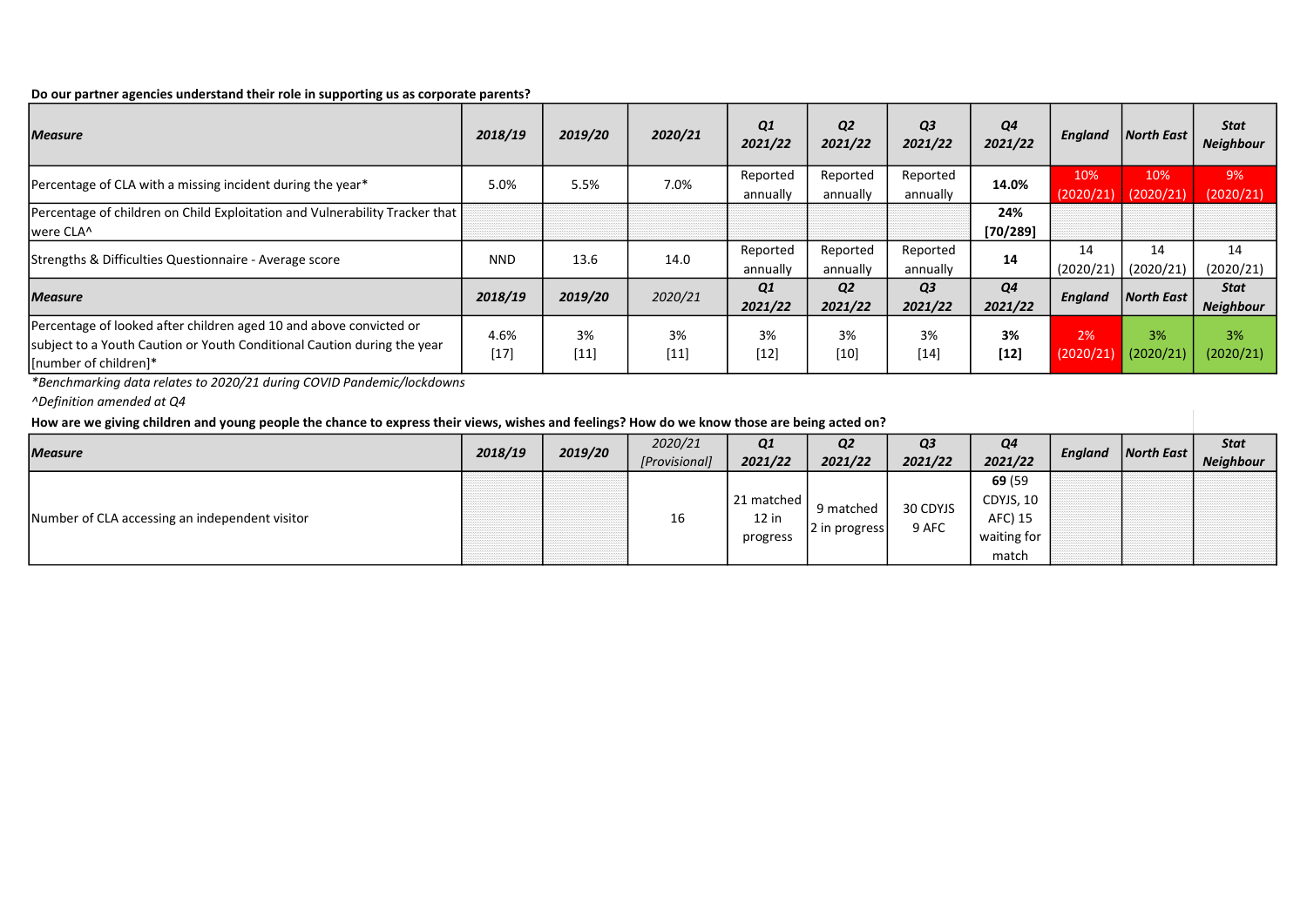**Do our partner agencies understand their role in supporting us as corporate parents?**

| *Measure* | *2018/19* | *2019/20* | *2020/21* | *Q1 2021/22* | *Q2 2021/22* | *Q3 2021/22* | *Q4 2021/22* | *England* | *North East* | *Stat Neighbour* |
|---|---|---|---|---|---|---|---|---|---|---|
| Percentage of CLA with a missing incident during the year* | 5.0% | 5.5% | 7.0% | Reported annually | Reported annually | Reported annually | **14.0%** | 10% (2020/21) | 10% (2020/21) | 9% (2020/21) |
| Percentage of children on Child Exploitation and Vulnerability Tracker that were CLA^ | | | | | | | **24% [70/289]** | | | |
| Strengths & Difficulties Questionnaire - Average score | NND | 13.6 | 14.0 | Reported annually | Reported annually | Reported annually | **14** | 14 (2020/21) | 14 (2020/21) | 14 (2020/21) |
| *Measure* | *2018/19* | *2019/20* | *2020/21* | *Q1 2021/22* | *Q2 2021/22* | *Q3 2021/22* | *Q4 2021/22* | *England* | *North East* | *Stat Neighbour* |
| Percentage of looked after children aged 10 and above convicted or subject to a Youth Caution or Youth Conditional Caution during the year [number of children]* | 4.6% [17] | 3% [11] | 3% [11] | 3% [12] | 3% [10] | 3% [14] | **3% [12]** | 2% (2020/21) | 3% (2020/21) | 3% (2020/21) |

*Benchmarking data relates to 2020/21 during COVID Pandemic/lockdowns

^Definition amended at Q4

**How are we giving children and young people the chance to express their views, wishes and feelings? How do we know those are being acted on?**

| *Measure* | *2018/19* | *2019/20* | *2020/21 [Provisional]* | *Q1 2021/22* | *Q2 2021/22* | *Q3 2021/22* | *Q4 2021/22* | *England* | *North East* | *Stat Neighbour* |
|---|---|---|---|---|---|---|---|---|---|---|
| Number of CLA accessing an independent visitor | | | 16 | 21 matched 12 in progress | 9 matched 2 in progress | 30 CDYJS 9 AFC | **69** (59 CDYJS, 10 AFC) 15 waiting for match | | | |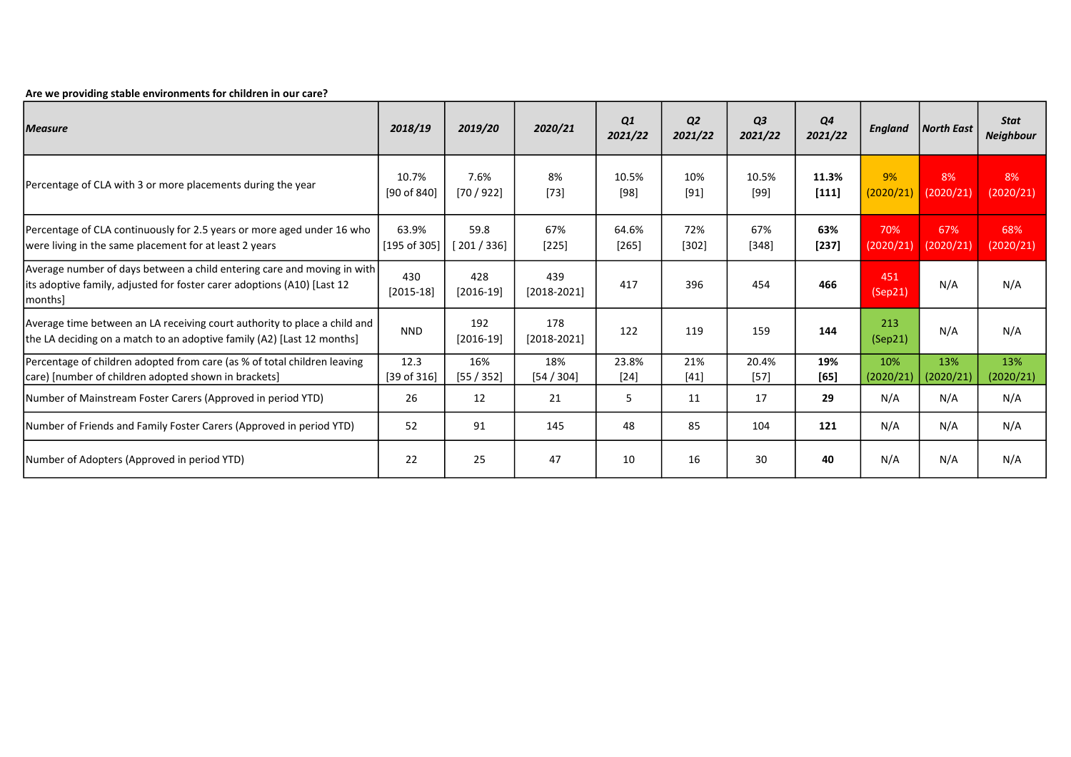**Are we providing stable environments for children in our care?**

| *Measure* | *2018/19* | *2019/20* | *2020/21* | *Q1 2021/22* | *Q2 2021/22* | *Q3 2021/22* | *Q4 2021/22* | *England* | *North East* | *Stat Neighbour* |
|---|---|---|---|---|---|---|---|---|---|---|
| Percentage of CLA with 3 or more placements during the year | 10.7% [90 of 840] | 7.6% [70 / 922] | 8% [73] | 10.5% [98] | 10% [91] | 10.5% [99] | **11.3% [111]** | 9% (2020/21) | 8% (2020/21) | 8% (2020/21) |
| Percentage of CLA continuously for 2.5 years or more aged under 16 who were living in the same placement for at least 2 years | 63.9% [195 of 305] | 59.8 [ 201 / 336] | 67% [225] | 64.6% [265] | 72% [302] | 67% [348] | **63% [237]** | 70% (2020/21) | 67% (2020/21) | 68% (2020/21) |
| Average number of days between a child entering care and moving in with its adoptive family, adjusted for foster carer adoptions (A10) [Last 12 months] | 430 [2015-18] | 428 [2016-19] | 439 [2018-2021] | 417 | 396 | 454 | **466** | 451 (Sep21) | N/A | N/A |
| Average time between an LA receiving court authority to place a child and the LA deciding on a match to an adoptive family (A2) [Last 12 months] | NND | 192 [2016-19] | 178 [2018-2021] | 122 | 119 | 159 | **144** | 213 (Sep21) | N/A | N/A |
| Percentage of children adopted from care (as % of total children leaving care) [number of children adopted shown in brackets] | 12.3 [39 of 316] | 16% [55 / 352] | 18% [54 / 304] | 23.8% [24] | 21% [41] | 20.4% [57] | **19% [65]** | 10% (2020/21) | 13% (2020/21) | 13% (2020/21) |
| Number of Mainstream Foster Carers (Approved in period YTD) | 26 | 12 | 21 | 5 | 11 | 17 | **29** | N/A | N/A | N/A |
| Number of Friends and Family Foster Carers (Approved in period YTD) | 52 | 91 | 145 | 48 | 85 | 104 | **121** | N/A | N/A | N/A |
| Number of Adopters (Approved in period YTD) | 22 | 25 | 47 | 10 | 16 | 30 | **40** | N/A | N/A | N/A |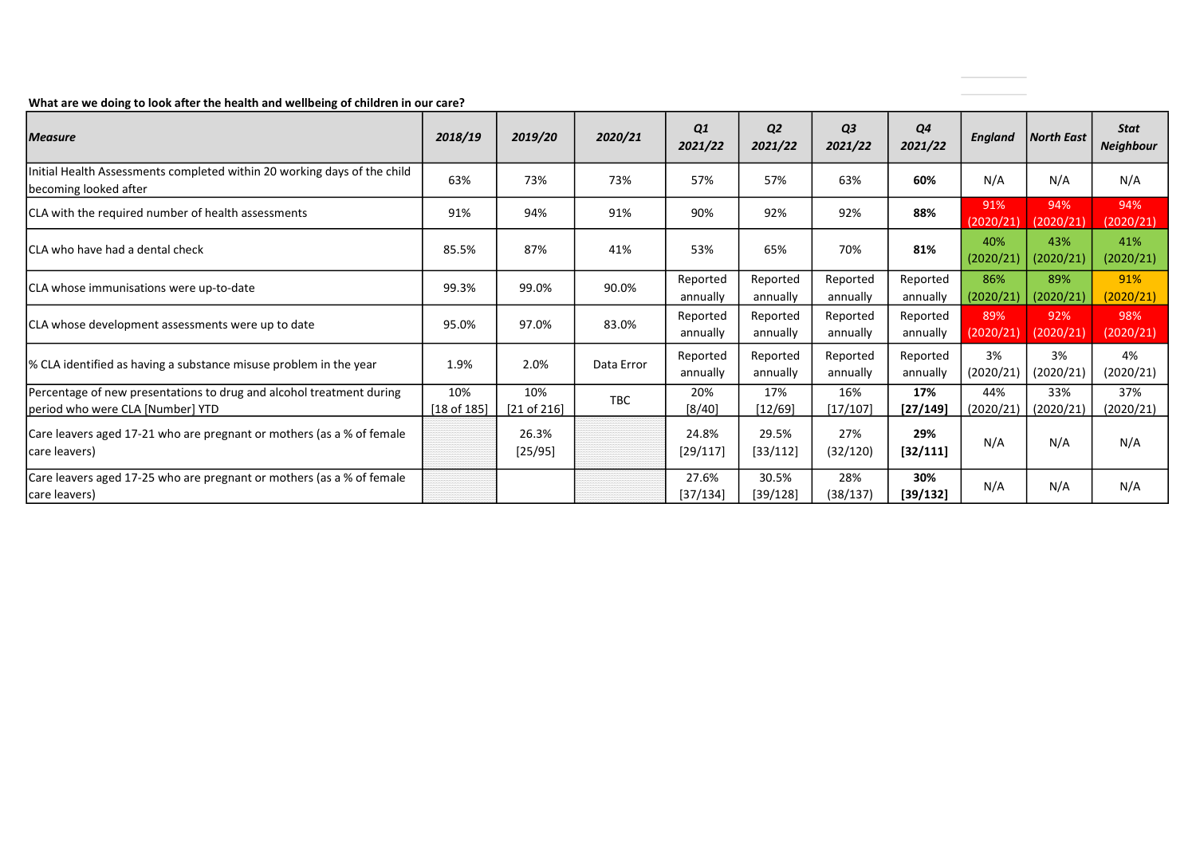**What are we doing to look after the health and wellbeing of children in our care?**

| *Measure* | *2018/19* | *2019/20* | *2020/21* | *Q1 2021/22* | *Q2 2021/22* | *Q3 2021/22* | *Q4 2021/22* | *England* | *North East* | *Stat Neighbour* |
|---|---|---|---|---|---|---|---|---|---|---|
| Initial Health Assessments completed within 20 working days of the child becoming looked after | 63% | 73% | 73% | 57% | 57% | 63% | **60%** | N/A | N/A | N/A |
| CLA with the required number of health assessments | 91% | 94% | 91% | 90% | 92% | 92% | **88%** | 91% (2020/21) | 94% (2020/21) | 94% (2020/21) |
| CLA who have had a dental check | 85.5% | 87% | 41% | 53% | 65% | 70% | **81%** | 40% (2020/21) | 43% (2020/21) | 41% (2020/21) |
| CLA whose immunisations were up-to-date | 99.3% | 99.0% | 90.0% | Reported annually | Reported annually | Reported annually | Reported annually | 86% (2020/21) | 89% (2020/21) | 91% (2020/21) |
| CLA whose development assessments were up to date | 95.0% | 97.0% | 83.0% | Reported annually | Reported annually | Reported annually | Reported annually | 89% (2020/21) | 92% (2020/21) | 98% (2020/21) |
| % CLA identified as having a substance misuse problem in the year | 1.9% | 2.0% | Data Error | Reported annually | Reported annually | Reported annually | Reported annually | 3% (2020/21) | 3% (2020/21) | 4% (2020/21) |
| Percentage of new presentations to drug and alcohol treatment during period who were CLA [Number] YTD | 10% [18 of 185] | 10% [21 of 216] | TBC | 20% [8/40] | 17% [12/69] | 16% [17/107] | **17% [27/149]** | 44% (2020/21) | 33% (2020/21) | 37% (2020/21) |
| Care leavers aged 17-21 who are pregnant or mothers (as a % of female care leavers) | | 26.3% [25/95] | | 24.8% [29/117] | 29.5% [33/112] | 27% (32/120) | **29% [32/111]** | N/A | N/A | N/A |
| Care leavers aged 17-25 who are pregnant or mothers (as a % of female care leavers) | | | | 27.6% [37/134] | 30.5% [39/128] | 28% (38/137) | **30% [39/132]** | N/A | N/A | N/A |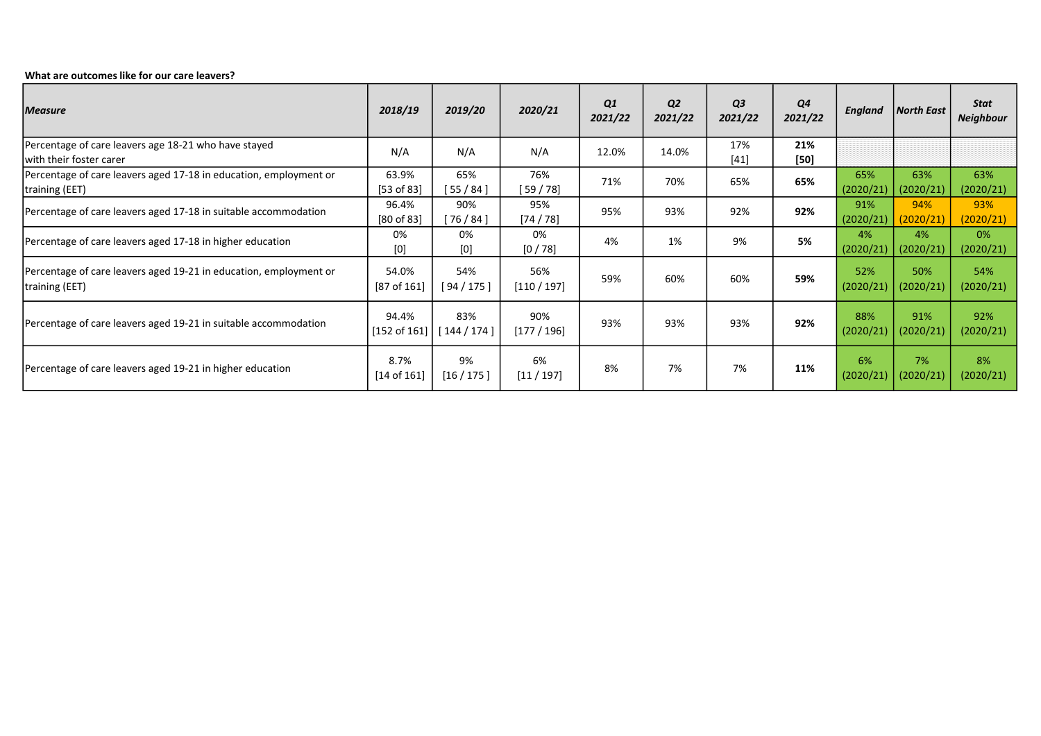**What are outcomes like for our care leavers?**

| *Measure* | *2018/19* | *2019/20* | *2020/21* | *Q1 2021/22* | *Q2 2021/22* | *Q3 2021/22* | *Q4 2021/22* | *England* | *North East* | *Stat Neighbour* |
|---|---|---|---|---|---|---|---|---|---|---|
| Percentage of care leavers age 18-21 who have stayed with their foster carer | N/A | N/A | N/A | 12.0% | 14.0% | 17% [41] | **21% [50]** | | | |
| Percentage of care leavers aged 17-18 in education, employment or training (EET) | 63.9% [53 of 83] | 65% [ 55 / 84 ] | 76% [ 59 / 78] | 71% | 70% | 65% | **65%** | 65% (2020/21) | 63% (2020/21) | 63% (2020/21) |
| Percentage of care leavers aged 17-18 in suitable accommodation | 96.4% [80 of 83] | 90% [ 76 / 84 ] | 95% [74 / 78] | 95% | 93% | 92% | **92%** | 91% (2020/21) | 94% (2020/21) | 93% (2020/21) |
| Percentage of care leavers aged 17-18 in higher education | 0% [0] | 0% [0] | 0% [0 / 78] | 4% | 1% | 9% | **5%** | 4% (2020/21) | 4% (2020/21) | 0% (2020/21) |
| Percentage of care leavers aged 19-21 in education, employment or training (EET) | 54.0% [87 of 161] | 54% [ 94 / 175 ] | 56% [110 / 197] | 59% | 60% | 60% | **59%** | 52% (2020/21) | 50% (2020/21) | 54% (2020/21) |
| Percentage of care leavers aged 19-21 in suitable accommodation | 94.4% [152 of 161] | 83% [ 144 / 174 ] | 90% [177 / 196] | 93% | 93% | 93% | **92%** | 88% (2020/21) | 91% (2020/21) | 92% (2020/21) |
| Percentage of care leavers aged 19-21 in higher education | 8.7% [14 of 161] | 9% [16 / 175 ] | 6% [11 / 197] | 8% | 7% | 7% | **11%** | 6% (2020/21) | 7% (2020/21) | 8% (2020/21) |